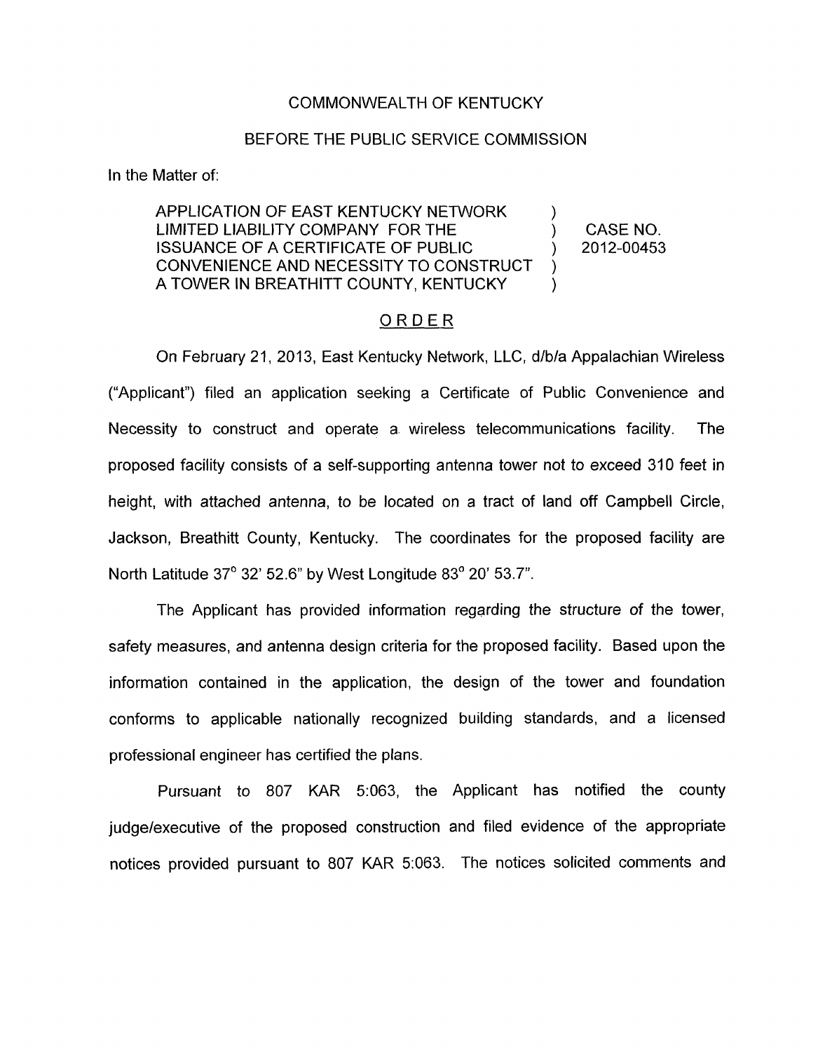COMMONWEALTH OF KENTUCKY

BEFORE THE PUBLIC SERVICE COMMISSION

In the Matter of:

| | | |
|---|---|---|
| APPLICATION OF EAST KENTUCKY NETWORK LIMITED LIABILITY COMPANY FOR THE ISSUANCE OF A CERTIFICATE OF PUBLIC CONVENIENCE AND NECESSITY TO CONSTRUCT A TOWER IN BREATHITT COUNTY, KENTUCKY | ) ) ) ) ) | CASE NO. 2012-00453 |

## ORDER

On February 21, 2013, East Kentucky Network, LLC, d/b/a Appalachian Wireless ("Applicant") filed an application seeking a Certificate of Public Convenience and Necessity to construct and operate a wireless telecommunications facility. The proposed facility consists of a self-supporting antenna tower not to exceed 310 feet in height, with attached antenna, to be located on a tract of land off Campbell Circle, Jackson, Breathitt County, Kentucky. The coordinates for the proposed facility are North Latitude 37° 32' 52.6" by West Longitude 83° 20' 53.7".

The Applicant has provided information regarding the structure of the tower, safety measures, and antenna design criteria for the proposed facility. Based upon the information contained in the application, the design of the tower and foundation conforms to applicable nationally recognized building standards, and a licensed professional engineer has certified the plans.

Pursuant to 807 KAR 5:063, the Applicant has notified the county judge/executive of the proposed construction and filed evidence of the appropriate notices provided pursuant to 807 KAR 5:063. The notices solicited comments and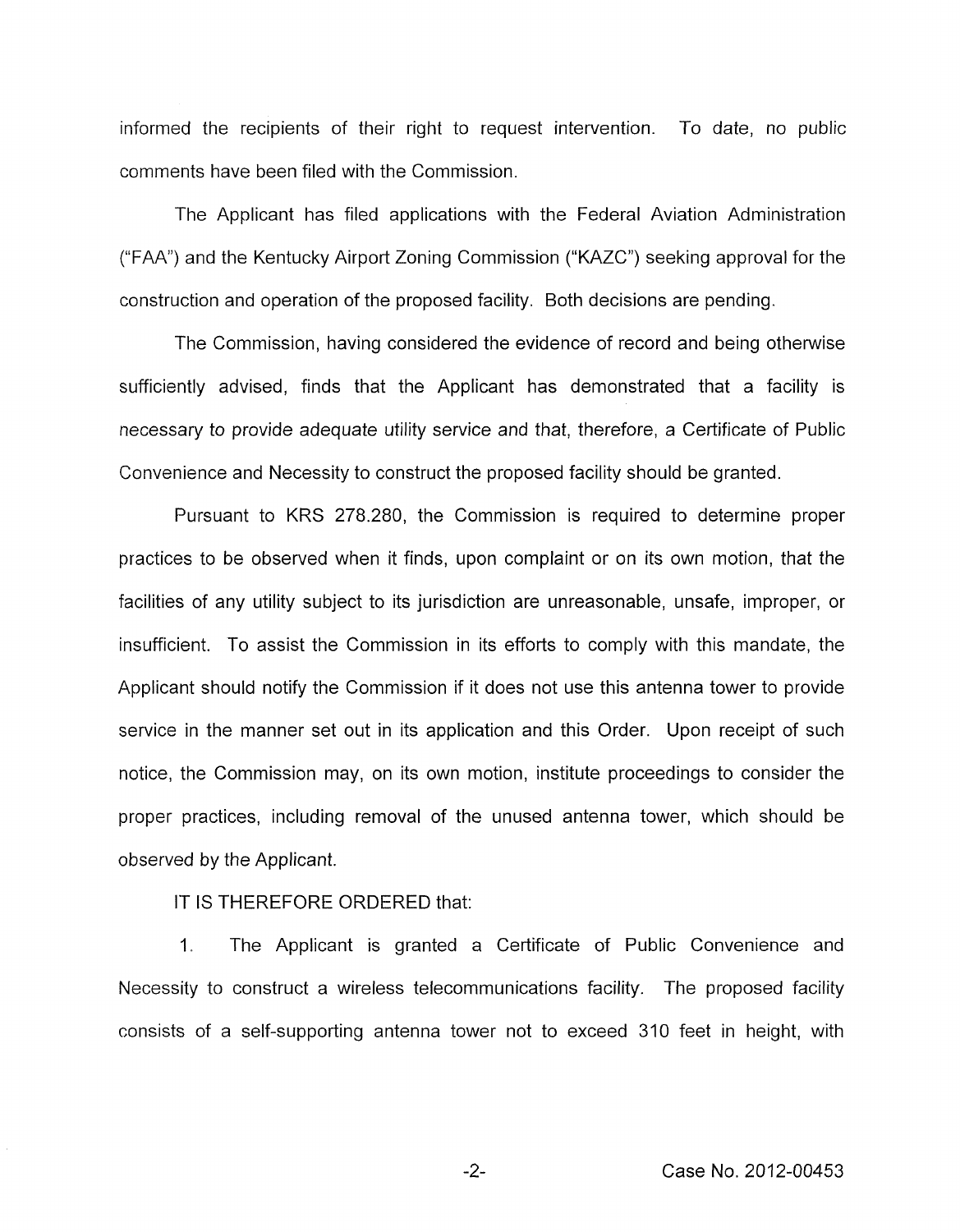informed the recipients of their right to request intervention. To date, no public comments have been filed with the Commission.

The Applicant has filed applications with the Federal Aviation Administration ("FAA") and the Kentucky Airport Zoning Commission ("KAZC") seeking approval for the construction and operation of the proposed facility. Both decisions are pending.

The Commission, having considered the evidence of record and being otherwise sufficiently advised, finds that the Applicant has demonstrated that a facility is necessary to provide adequate utility service and that, therefore, a Certificate of Public Convenience and Necessity to construct the proposed facility should be granted.

Pursuant to KRS 278.280, the Commission is required to determine proper practices to be observed when it finds, upon complaint or on its own motion, that the facilities of any utility subject to its jurisdiction are unreasonable, unsafe, improper, or insufficient. To assist the Commission in its efforts to comply with this mandate, the Applicant should notify the Commission if it does not use this antenna tower to provide service in the manner set out in its application and this Order. Upon receipt of such notice, the Commission may, on its own motion, institute proceedings to consider the proper practices, including removal of the unused antenna tower, which should be observed by the Applicant.

IT IS THEREFORE ORDERED that:

1. The Applicant is granted a Certificate of Public Convenience and Necessity to construct a wireless telecommunications facility. The proposed facility consists of a self-supporting antenna tower not to exceed 310 feet in height, with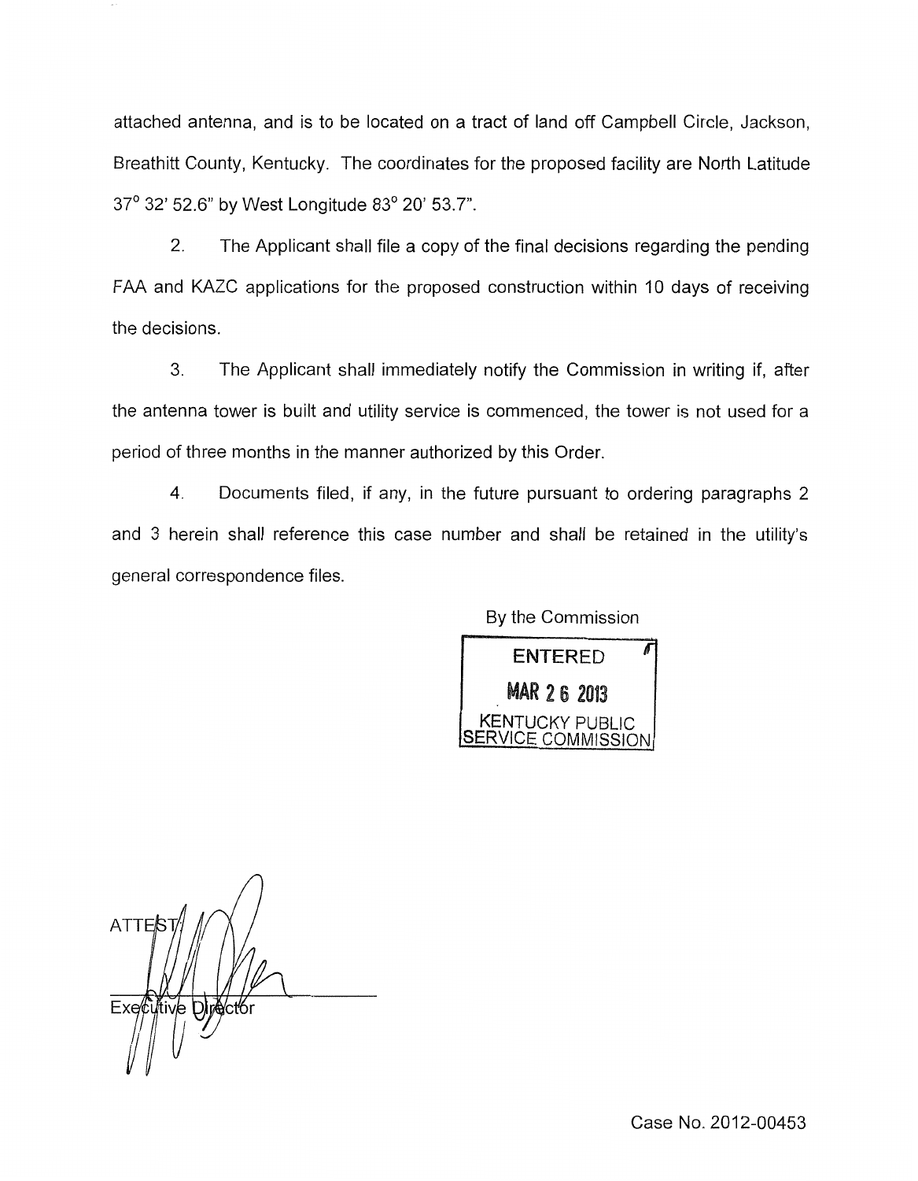attached antenna, and is to be located on a tract of land off Campbell Circle, Jackson, Breathitt County, Kentucky. The coordinates for the proposed facility are North Latitude 37° 32' 52.6" by West Longitude 83° 20' 53.7".

2. The Applicant shall file a copy of the final decisions regarding the pending FAA and KAZC applications for the proposed construction within 10 days of receiving the decisions.

3. The Applicant shall immediately notify the Commission in writing if, after the antenna tower is built and utility service is commenced, the tower is not used for a period of three months in the manner authorized by this Order.

4. Documents filed, if any, in the future pursuant to ordering paragraphs 2 and 3 herein shall reference this case number and shall be retained in the utility's general correspondence files.

By the Commission

ENTERED
MAR 26 2013
KENTUCKY PUBLIC SERVICE COMMISSION

ATTEST:

Executive Director

Case No. 2012-00453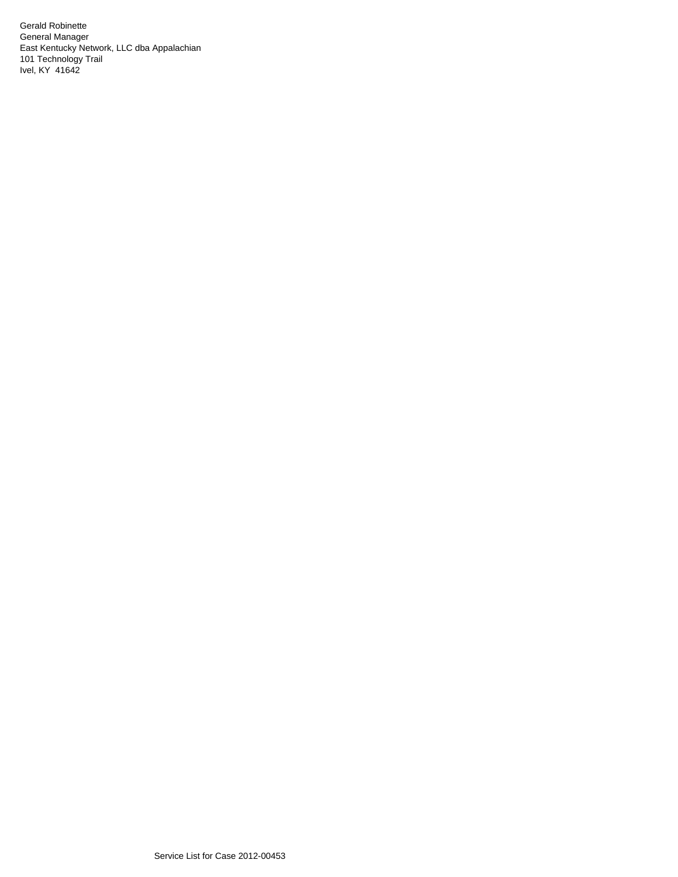Gerald Robinette
General Manager
East Kentucky Network, LLC dba Appalachian
101 Technology Trail
Ivel, KY  41642